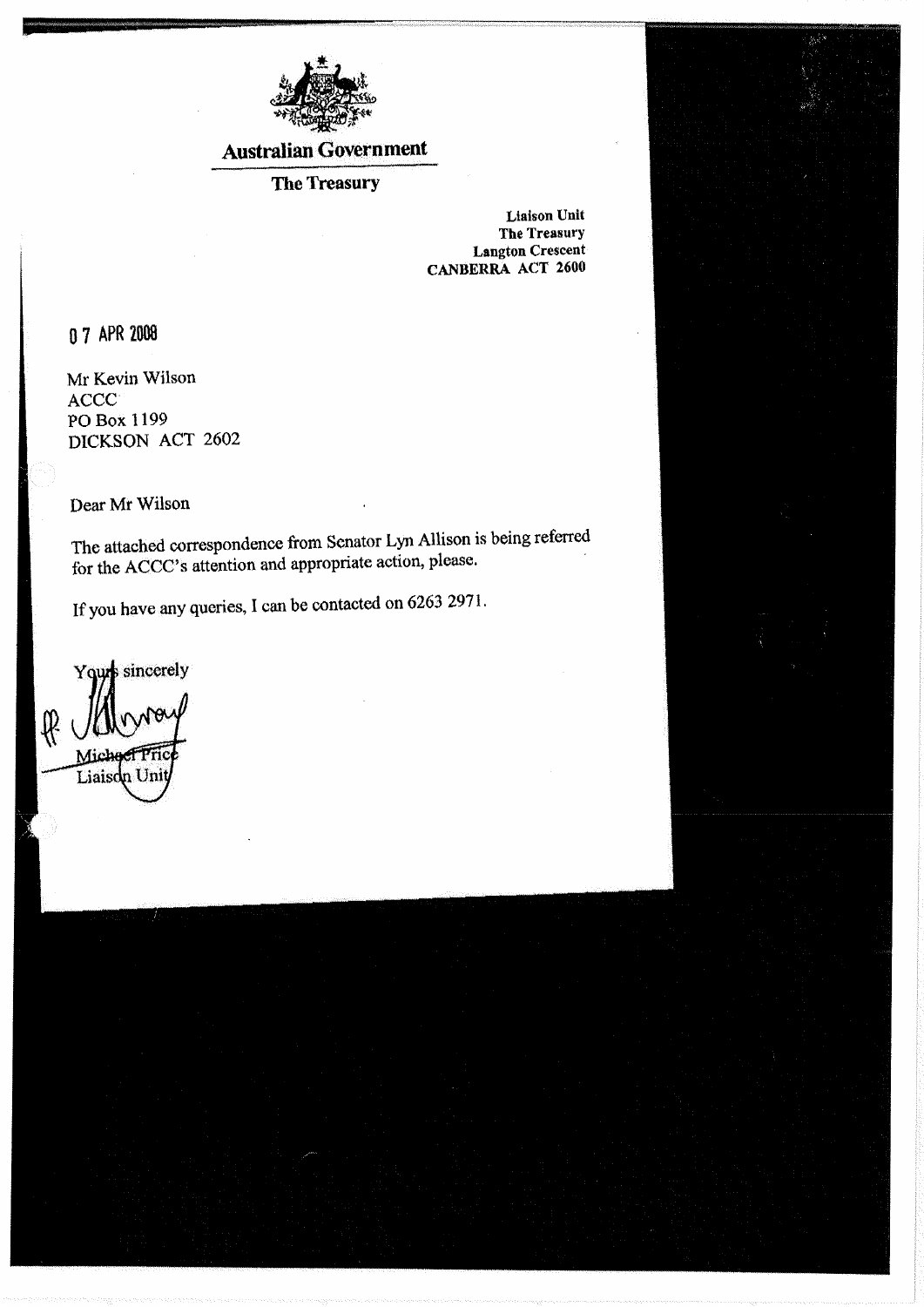**Australian Government**

**The Treasury**

**Liaison Unit**
**The Treasury**
**Langton Crescent**
**CANBERRA ACT 2600**

07 APR 2008

Mr Kevin Wilson
ACCC
PO Box 1199
DICKSON ACT 2602

Dear Mr Wilson

The attached correspondence from Senator Lyn Allison is being referred for the ACCC's attention and appropriate action, please.

If you have any queries, I can be contacted on 6263 2971.

Yours sincerely

pp

Michael Price
Liaison Unit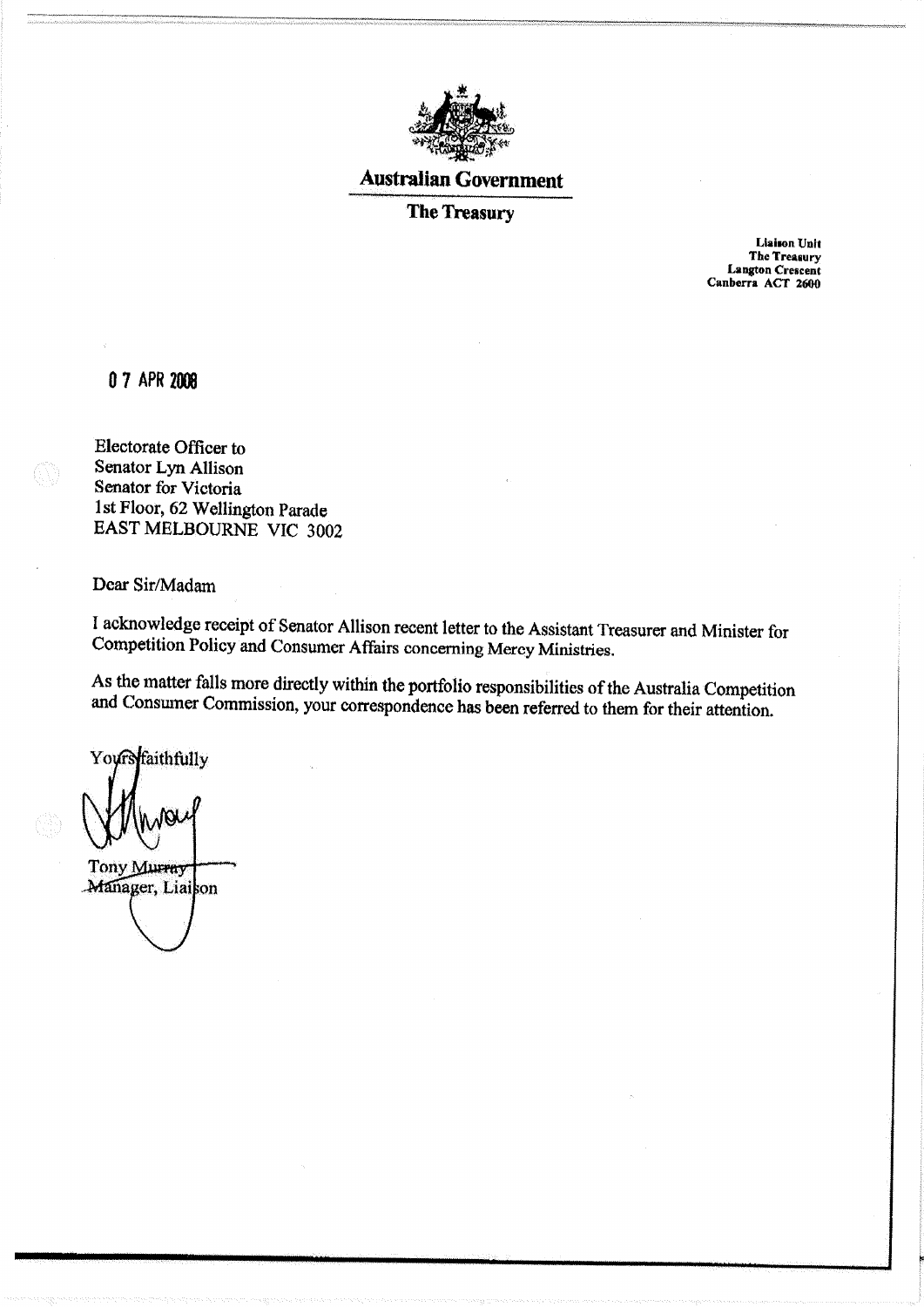**Australian Government**

**The Treasury**

**Liaison Unit**
**The Treasury**
**Langton Crescent**
**Canberra ACT 2600**

07 APR 2008

Electorate Officer to
Senator Lyn Allison
Senator for Victoria
1st Floor, 62 Wellington Parade
EAST MELBOURNE VIC 3002

Dear Sir/Madam

I acknowledge receipt of Senator Allison recent letter to the Assistant Treasurer and Minister for Competition Policy and Consumer Affairs concerning Mercy Ministries.

As the matter falls more directly within the portfolio responsibilities of the Australia Competition and Consumer Commission, your correspondence has been referred to them for their attention.

Yours faithfully

Tony Murray
Manager, Liaison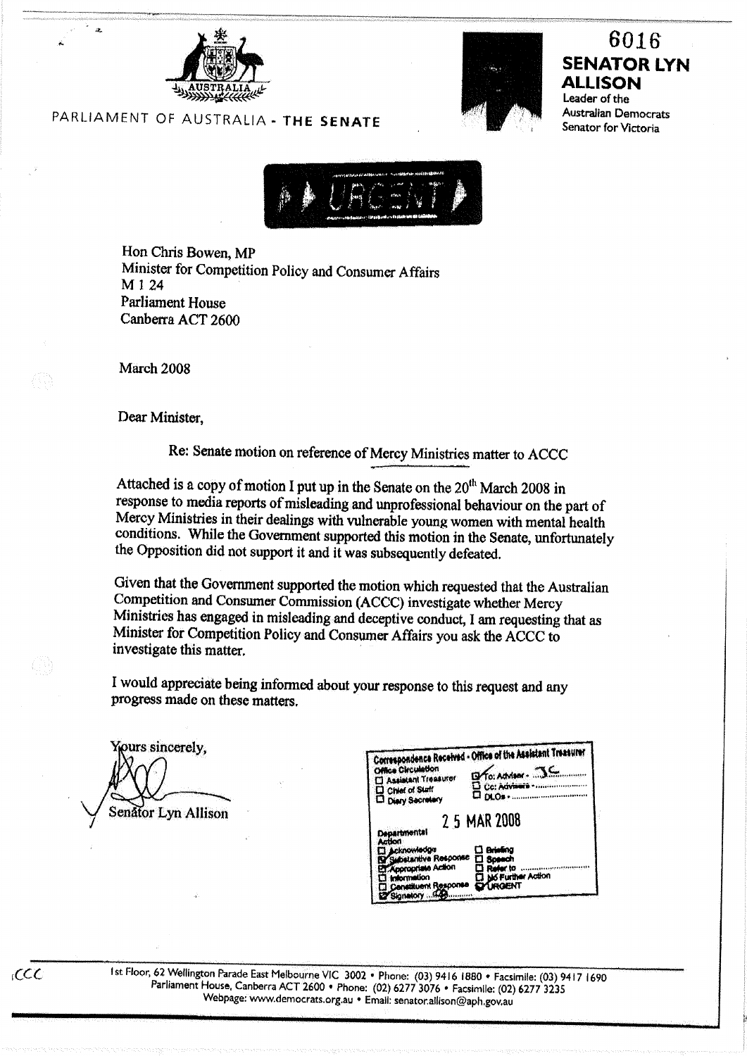PARLIAMENT OF AUSTRALIA - THE SENATE

6016

**SENATOR LYN ALLISON**
Leader of the
Australian Democrats
Senator for Victoria

URGENT

Hon Chris Bowen, MP
Minister for Competition Policy and Consumer Affairs
M 1 24
Parliament House
Canberra ACT 2600

March 2008

Dear Minister,

Re: Senate motion on reference of Mercy Ministries matter to ACCC

Attached is a copy of motion I put up in the Senate on the 20th March 2008 in response to media reports of misleading and unprofessional behaviour on the part of Mercy Ministries in their dealings with vulnerable young women with mental health conditions. While the Government supported this motion in the Senate, unfortunately the Opposition did not support it and it was subsequently defeated.

Given that the Government supported the motion which requested that the Australian Competition and Consumer Commission (ACCC) investigate whether Mercy Ministries has engaged in misleading and deceptive conduct, I am requesting that as Minister for Competition Policy and Consumer Affairs you ask the ACCC to investigate this matter.

I would appreciate being informed about your response to this request and any progress made on these matters.

Yours sincerely,

Senator Lyn Allison

Correspondence Received - Office of the Assistant Treasurer
Office Circulation
☐ Assistant Treasurer
☐ Chief of Staff
☐ Diary Secretary
☑ To: Adviser - JC
☐ Cc: Advisers -
☐ DLOs -

25 MAR 2008

Departmental Action
☐ Acknowledge
☑ Substantive Response
☑ Appropriate Action
☐ Information
☐ Constituent Response
☑ Signatory
☐ Briefing
☐ Speech
☐ Refer to
☐ No Further Action
☑ URGENT

CCC

1st Floor, 62 Wellington Parade East Melbourne VIC 3002 • Phone: (03) 9416 1880 • Facsimile: (03) 9417 1690
Parliament House, Canberra ACT 2600 • Phone: (02) 6277 3076 • Facsimile: (02) 6277 3235
Webpage: www.democrats.org.au • Email: senator.allison@aph.gov.au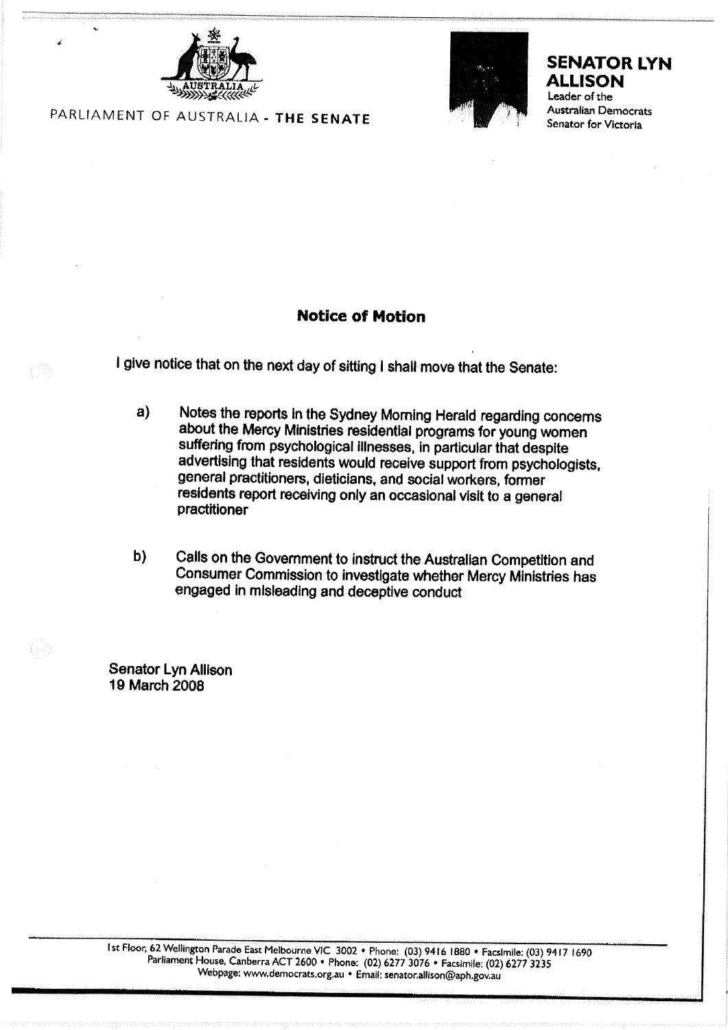PARLIAMENT OF AUSTRALIA - **THE SENATE**

**SENATOR LYN ALLISON**
Leader of the Australian Democrats
Senator for Victoria

## Notice of Motion

I give notice that on the next day of sitting I shall move that the Senate:

a) Notes the reports in the Sydney Morning Herald regarding concerns about the Mercy Ministries residential programs for young women suffering from psychological illnesses, in particular that despite advertising that residents would receive support from psychologists, general practitioners, dieticians, and social workers, former residents report receiving only an occasional visit to a general practitioner

b) Calls on the Government to instruct the Australian Competition and Consumer Commission to investigate whether Mercy Ministries has engaged in misleading and deceptive conduct

Senator Lyn Allison
19 March 2008

1st Floor, 62 Wellington Parade East Melbourne VIC 3002 • Phone: (03) 9416 1880 • Facsimile: (03) 9417 1690
Parliament House, Canberra ACT 2600 • Phone: (02) 6277 3076 • Facsimile: (02) 6277 3235
Webpage: www.democrats.org.au • Email: senator.allison@aph.gov.au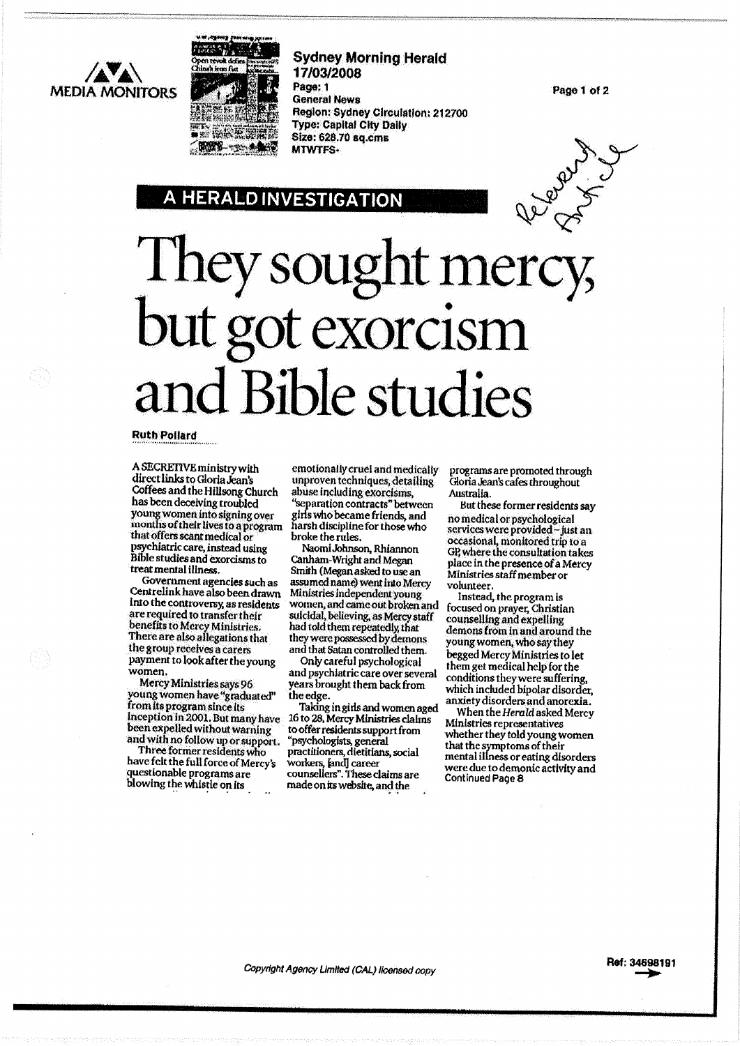Sydney Morning Herald
17/03/2008
Page: 1
General News
Region: Sydney Circulation: 212700
Type: Capital City Daily
Size: 628.70 sq.cms
MTWTFS-

Relevant Article

## A HERALD INVESTIGATION

# They sought mercy, but got exorcism and Bible studies

**Ruth Pollard**

A SECRETIVE ministry with direct links to Gloria Jean's Coffees and the Hillsong Church has been deceiving troubled young women into signing over months of their lives to a program that offers scant medical or psychiatric care, instead using Bible studies and exorcisms to treat mental illness.

Government agencies such as Centrelink have also been drawn into the controversy, as residents are required to transfer their benefits to Mercy Ministries. There are also allegations that the group receives a carers payment to look after the young women.

Mercy Ministries says 96 young women have "graduated" from its program since its inception in 2001. But many have been expelled without warning and with no follow up or support.

Three former residents who have felt the full force of Mercy's questionable programs are blowing the whistle on its emotionally cruel and medically unproven techniques, detailing abuse including exorcisms, "separation contracts" between girls who became friends, and harsh discipline for those who broke the rules.

Naomi Johnson, Rhiannon Canham-Wright and Megan Smith (Megan asked to use an assumed name) went into Mercy Ministries independent young women, and came out broken and suicidal, believing, as Mercy staff had told them repeatedly, that they were possessed by demons and that Satan controlled them.

Only careful psychological and psychiatric care over several years brought them back from the edge.

Taking in girls and women aged 16 to 28, Mercy Ministries claims to offer residents support from "psychologists, general practitioners, dietitians, social workers, [and] career counsellers". These claims are made on its website, and the programs are promoted through Gloria Jean's cafes throughout Australia.

But these former residents say no medical or psychological services were provided – just an occasional, monitored trip to a GP, where the consultation takes place in the presence of a Mercy Ministries staff member or volunteer.

Instead, the program is focused on prayer, Christian counselling and expelling demons from in and around the young women, who say they begged Mercy Ministries to let them get medical help for the conditions they were suffering, which included bipolar disorder, anxiety disorders and anorexia.

When the *Herald* asked Mercy Ministries representatives whether they told young women that the symptoms of their mental illness or eating disorders were due to demonic activity and

Continued Page 8

Copyright Agency Limited (CAL) licensed copy

Ref: 34698191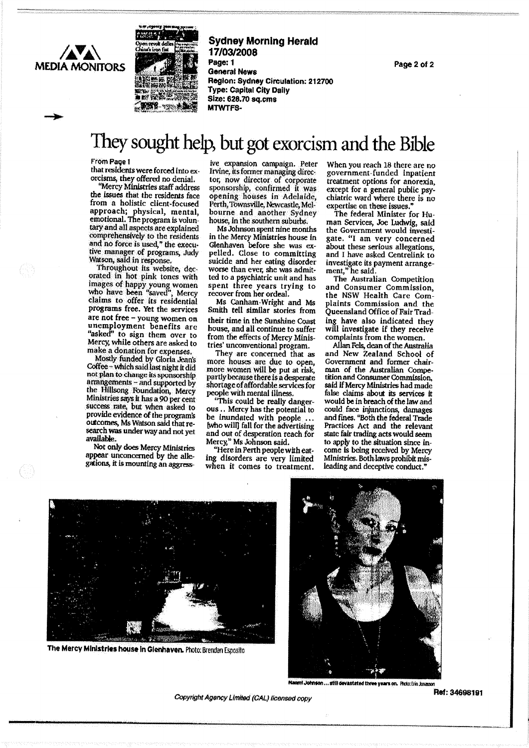**Sydney Morning Herald**
**17/03/2008**
**Page: 1**
**General News**
**Region: Sydney Circulation: 212700**
**Type: Capital City Daily**
**Size: 628.70 sq.cms**
**MTWTFS-**

# They sought help, but got exorcism and the Bible

From Page 1

that residents were forced into exorcisms, they offered no denial.

"Mercy Ministries staff address the issues that the residents face from a holistic client-focused approach; physical, mental, emotional. The program is voluntary and all aspects are explained comprehensively to the residents and no force is used," the executive manager of programs, Judy Watson, said in response.

Throughout its website, decorated in hot pink tones with images of happy young women who have been "saved", Mercy claims to offer its residential programs free. Yet the services are not free – young women on unemployment benefits are "asked" to sign them over to Mercy, while others are asked to make a donation for expenses.

Mostly funded by Gloria Jean's Coffee – which said last night it did not plan to change its sponsorship arrangements – and supported by the Hillsong Foundation, Mercy Ministries says it has a 90 per cent success rate, but when asked to provide evidence of the program's outcomes, Ms Watson said that research was under way and not yet available.

Not only does Mercy Ministries appear unconcerned by the allegations, it is mounting an aggressive expansion campaign. Peter Irvine, its former managing director, now director of corporate sponsorship, confirmed it was opening houses in Adelaide, Perth, Townsville, Newcastle, Melbourne and another Sydney house, in the southern suburbs.

Ms Johnson spent nine months in the Mercy Ministries house in Glenhaven before she was expelled. Close to committing suicide and her eating disorder worse than ever, she was admitted to a psychiatric unit and has spent three years trying to recover from her ordeal.

Ms Canham-Wright and Ms Smith tell similar stories from their time in the Sunshine Coast house, and all continue to suffer from the effects of Mercy Ministries' unconventional program.

They are concerned that as more houses are due to open, more women will be put at risk, partly because there is a desperate shortage of affordable services for people with mental illness.

"This could be really dangerous .. Mercy has the potential to be inundated with people ... [who will] fall for the advertising and out of desperation reach for Mercy," Ms Johnson said.

"Here in Perth people with eating disorders are very limited when it comes to treatment. When you reach 18 there are no government-funded inpatient treatment options for anorexia, except for a general public psychiatric ward where there is no expertise on these issues."

The federal Minister for Human Services, Joe Ludwig, said the Government would investigate. "I am very concerned about these serious allegations, and I have asked Centrelink to investigate its payment arrangement," he said.

The Australian Competition and Consumer Commission, the NSW Health Care Complaints Commission and the Queensland Office of Fair Trading have also indicated they will investigate if they receive complaints from the women.

Allan Fels, dean of the Australia and New Zealand School of Government and former chairman of the Australian Competition and Consumer Commission, said if Mercy Ministries had made false claims about its services it would be in breach of the law and could face injunctions, damages and fines. "Both the federal Trade Practices Act and the relevant state fair trading acts would seem to apply to the situation since income is being received by Mercy Ministries. Both laws prohibit misleading and deceptive conduct."

**The Mercy Ministries house in Glenhaven.** Photo: Brendan Esposito

**Naomi Johnson ... still devastated three years on.** Photo: Erin Jonasson

Copyright Agency Limited (CAL) licensed copy

Ref: 34698191